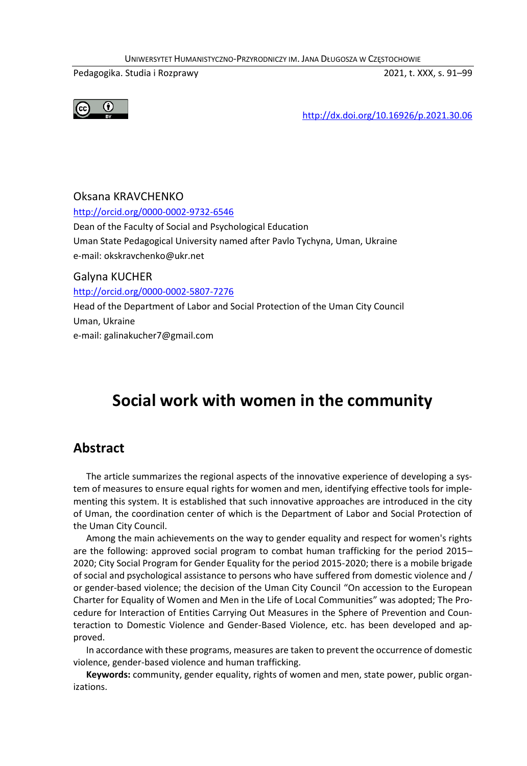http://dx.doi.org/10.16926/p.2021.30.06

Oksana KRAVCHENKO
http://orcid.org/0000-0002-9732-6546
Dean of the Faculty of Social and Psychological Education
Uman State Pedagogical University named after Pavlo Tychyna, Uman, Ukraine
e-mail: okskravchenko@ukr.net

Galyna KUCHER
http://orcid.org/0000-0002-5807-7276
Head of the Department of Labor and Social Protection of the Uman City Council
Uman, Ukraine
e-mail: galinakucher7@gmail.com

# Social work with women in the community

## Abstract

The article summarizes the regional aspects of the innovative experience of developing a system of measures to ensure equal rights for women and men, identifying effective tools for implementing this system. It is established that such innovative approaches are introduced in the city of Uman, the coordination center of which is the Department of Labor and Social Protection of the Uman City Council.

Among the main achievements on the way to gender equality and respect for women's rights are the following: approved social program to combat human trafficking for the period 2015–2020; City Social Program for Gender Equality for the period 2015-2020; there is a mobile brigade of social and psychological assistance to persons who have suffered from domestic violence and / or gender-based violence; the decision of the Uman City Council "On accession to the European Charter for Equality of Women and Men in the Life of Local Communities" was adopted; The Procedure for Interaction of Entities Carrying Out Measures in the Sphere of Prevention and Counteraction to Domestic Violence and Gender-Based Violence, etc. has been developed and approved.

In accordance with these programs, measures are taken to prevent the occurrence of domestic violence, gender-based violence and human trafficking.

**Keywords:** community, gender equality, rights of women and men, state power, public organizations.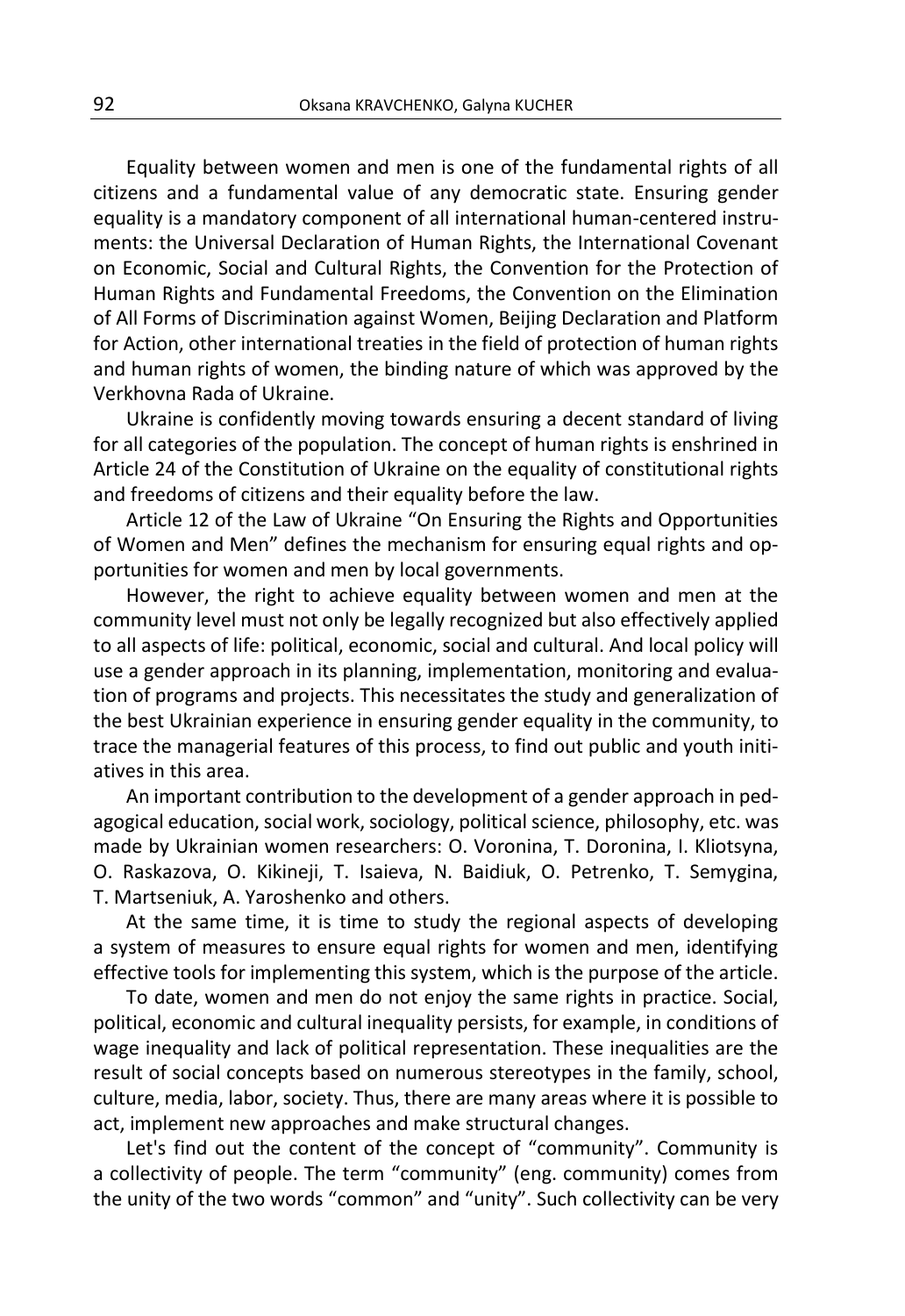Equality between women and men is one of the fundamental rights of all citizens and a fundamental value of any democratic state. Ensuring gender equality is a mandatory component of all international human-centered instruments: the Universal Declaration of Human Rights, the International Covenant on Economic, Social and Cultural Rights, the Convention for the Protection of Human Rights and Fundamental Freedoms, the Convention on the Elimination of All Forms of Discrimination against Women, Beijing Declaration and Platform for Action, other international treaties in the field of protection of human rights and human rights of women, the binding nature of which was approved by the Verkhovna Rada of Ukraine.

Ukraine is confidently moving towards ensuring a decent standard of living for all categories of the population. The concept of human rights is enshrined in Article 24 of the Constitution of Ukraine on the equality of constitutional rights and freedoms of citizens and their equality before the law.

Article 12 of the Law of Ukraine "On Ensuring the Rights and Opportunities of Women and Men" defines the mechanism for ensuring equal rights and opportunities for women and men by local governments.

However, the right to achieve equality between women and men at the community level must not only be legally recognized but also effectively applied to all aspects of life: political, economic, social and cultural. And local policy will use a gender approach in its planning, implementation, monitoring and evaluation of programs and projects. This necessitates the study and generalization of the best Ukrainian experience in ensuring gender equality in the community, to trace the managerial features of this process, to find out public and youth initiatives in this area.

An important contribution to the development of a gender approach in pedagogical education, social work, sociology, political science, philosophy, etc. was made by Ukrainian women researchers: O. Voronina, T. Doronina, I. Kliotsyna, O. Raskazova, O. Kikineji, T. Isaieva, N. Baidiuk, O. Petrenko, T. Semygina, T. Martseniuk, A. Yaroshenko and others.

At the same time, it is time to study the regional aspects of developing a system of measures to ensure equal rights for women and men, identifying effective tools for implementing this system, which is the purpose of the article.

To date, women and men do not enjoy the same rights in practice. Social, political, economic and cultural inequality persists, for example, in conditions of wage inequality and lack of political representation. These inequalities are the result of social concepts based on numerous stereotypes in the family, school, culture, media, labor, society. Thus, there are many areas where it is possible to act, implement new approaches and make structural changes.

Let's find out the content of the concept of "community". Community is a collectivity of people. The term "community" (eng. community) comes from the unity of the two words "common" and "unity". Such collectivity can be very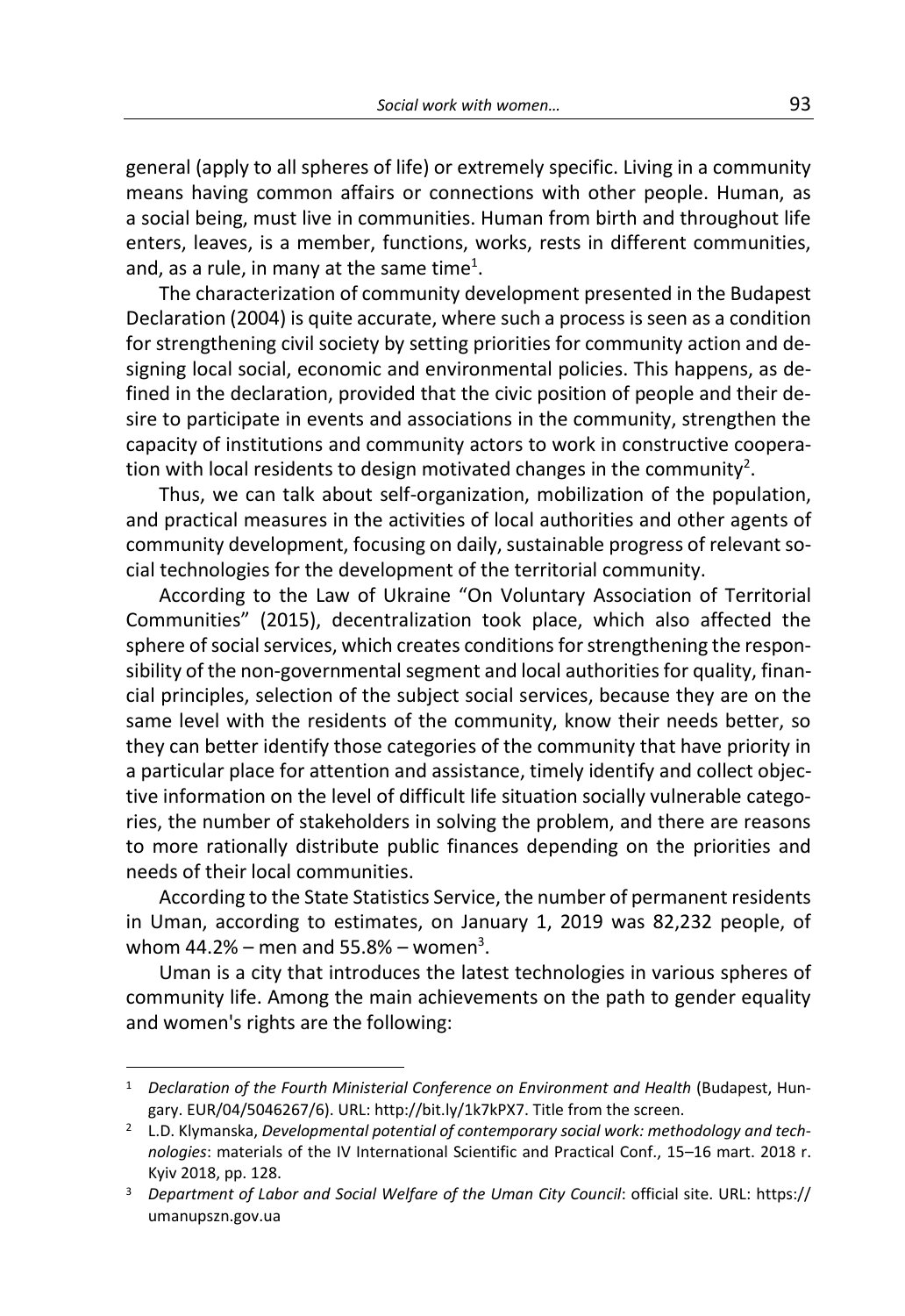general (apply to all spheres of life) or extremely specific. Living in a community means having common affairs or connections with other people. Human, as a social being, must live in communities. Human from birth and throughout life enters, leaves, is a member, functions, works, rests in different communities, and, as a rule, in many at the same time[1].

The characterization of community development presented in the Budapest Declaration (2004) is quite accurate, where such a process is seen as a condition for strengthening civil society by setting priorities for community action and designing local social, economic and environmental policies. This happens, as defined in the declaration, provided that the civic position of people and their desire to participate in events and associations in the community, strengthen the capacity of institutions and community actors to work in constructive cooperation with local residents to design motivated changes in the community[2].

Thus, we can talk about self-organization, mobilization of the population, and practical measures in the activities of local authorities and other agents of community development, focusing on daily, sustainable progress of relevant social technologies for the development of the territorial community.

According to the Law of Ukraine "On Voluntary Association of Territorial Communities" (2015), decentralization took place, which also affected the sphere of social services, which creates conditions for strengthening the responsibility of the non-governmental segment and local authorities for quality, financial principles, selection of the subject social services, because they are on the same level with the residents of the community, know their needs better, so they can better identify those categories of the community that have priority in a particular place for attention and assistance, timely identify and collect objective information on the level of difficult life situation socially vulnerable categories, the number of stakeholders in solving the problem, and there are reasons to more rationally distribute public finances depending on the priorities and needs of their local communities.

According to the State Statistics Service, the number of permanent residents in Uman, according to estimates, on January 1, 2019 was 82,232 people, of whom 44.2% – men and 55.8% – women[3].

Uman is a city that introduces the latest technologies in various spheres of community life. Among the main achievements on the path to gender equality and women's rights are the following:

---

[1] *Declaration of the Fourth Ministerial Conference on Environment and Health* (Budapest, Hungary. EUR/04/5046267/6). URL: http://bit.ly/1k7kPX7. Title from the screen.

[2] L.D. Klymanska, *Developmental potential of contemporary social work: methodology and technologies*: materials of the IV International Scientific and Practical Conf., 15–16 mart. 2018 r. Kyiv 2018, pp. 128.

[3] *Department of Labor and Social Welfare of the Uman City Council*: official site. URL: https://umanupszn.gov.ua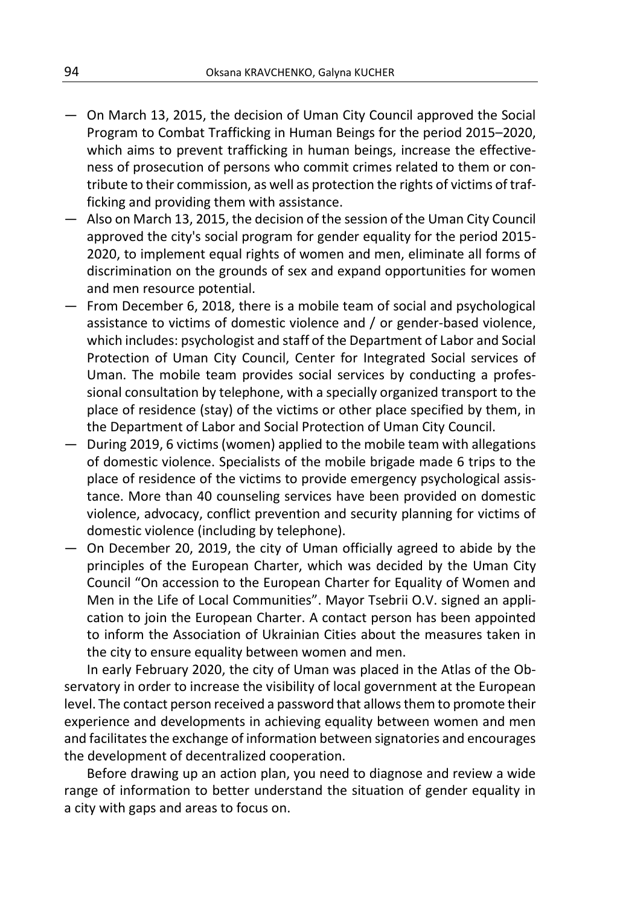- On March 13, 2015, the decision of Uman City Council approved the Social Program to Combat Trafficking in Human Beings for the period 2015–2020, which aims to prevent trafficking in human beings, increase the effectiveness of prosecution of persons who commit crimes related to them or contribute to their commission, as well as protection the rights of victims of trafficking and providing them with assistance.
- Also on March 13, 2015, the decision of the session of the Uman City Council approved the city's social program for gender equality for the period 2015-2020, to implement equal rights of women and men, eliminate all forms of discrimination on the grounds of sex and expand opportunities for women and men resource potential.
- From December 6, 2018, there is a mobile team of social and psychological assistance to victims of domestic violence and / or gender-based violence, which includes: psychologist and staff of the Department of Labor and Social Protection of Uman City Council, Center for Integrated Social services of Uman. The mobile team provides social services by conducting a professional consultation by telephone, with a specially organized transport to the place of residence (stay) of the victims or other place specified by them, in the Department of Labor and Social Protection of Uman City Council.
- During 2019, 6 victims (women) applied to the mobile team with allegations of domestic violence. Specialists of the mobile brigade made 6 trips to the place of residence of the victims to provide emergency psychological assistance. More than 40 counseling services have been provided on domestic violence, advocacy, conflict prevention and security planning for victims of domestic violence (including by telephone).
- On December 20, 2019, the city of Uman officially agreed to abide by the principles of the European Charter, which was decided by the Uman City Council "On accession to the European Charter for Equality of Women and Men in the Life of Local Communities". Mayor Tsebrii O.V. signed an application to join the European Charter. A contact person has been appointed to inform the Association of Ukrainian Cities about the measures taken in the city to ensure equality between women and men.

In early February 2020, the city of Uman was placed in the Atlas of the Observatory in order to increase the visibility of local government at the European level. The contact person received a password that allows them to promote their experience and developments in achieving equality between women and men and facilitates the exchange of information between signatories and encourages the development of decentralized cooperation.

Before drawing up an action plan, you need to diagnose and review a wide range of information to better understand the situation of gender equality in a city with gaps and areas to focus on.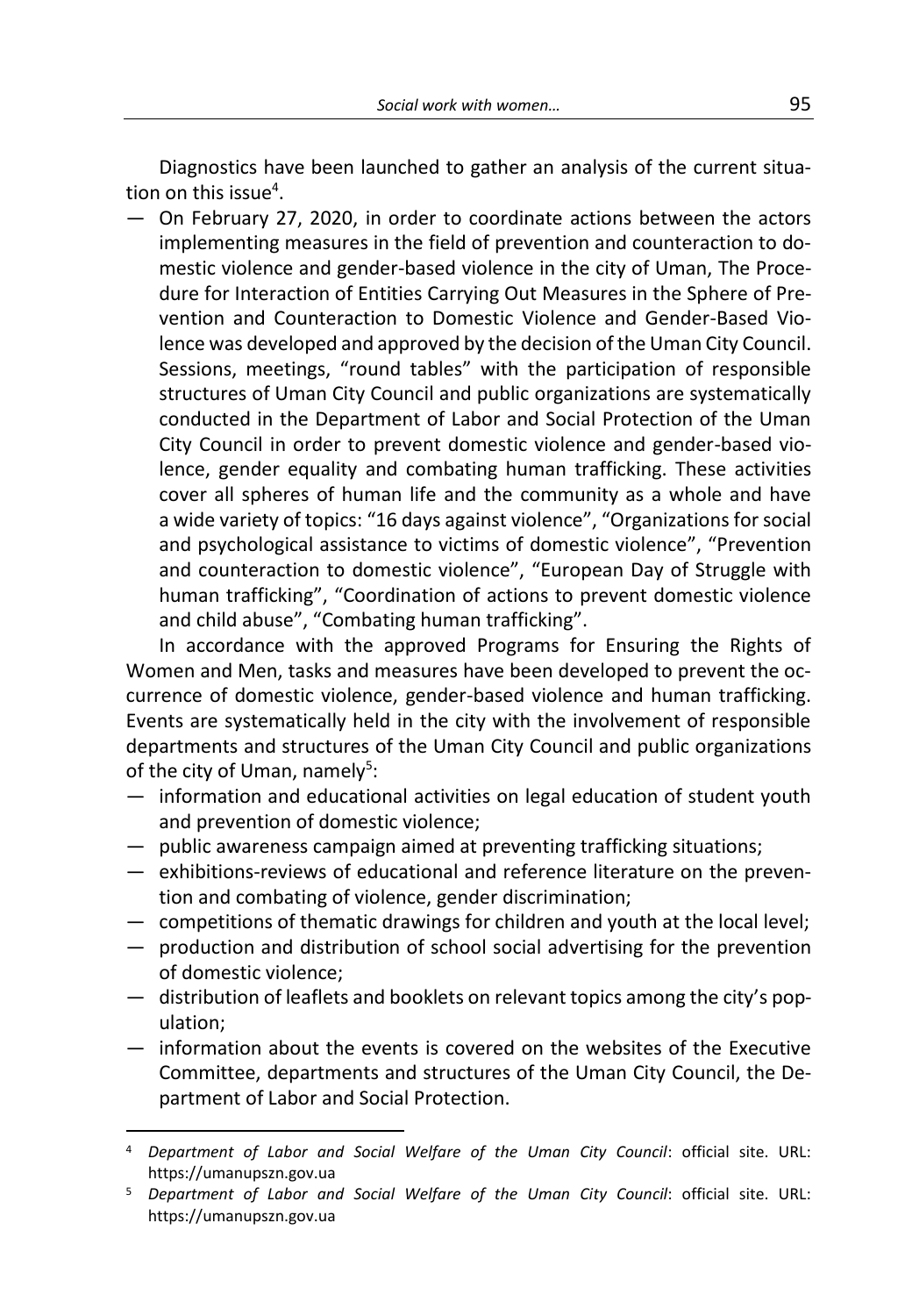Diagnostics have been launched to gather an analysis of the current situation on this issue[4].

- On February 27, 2020, in order to coordinate actions between the actors implementing measures in the field of prevention and counteraction to domestic violence and gender-based violence in the city of Uman, The Procedure for Interaction of Entities Carrying Out Measures in the Sphere of Prevention and Counteraction to Domestic Violence and Gender-Based Violence was developed and approved by the decision of the Uman City Council. Sessions, meetings, "round tables" with the participation of responsible structures of Uman City Council and public organizations are systematically conducted in the Department of Labor and Social Protection of the Uman City Council in order to prevent domestic violence and gender-based violence, gender equality and combating human trafficking. These activities cover all spheres of human life and the community as a whole and have a wide variety of topics: "16 days against violence", "Organizations for social and psychological assistance to victims of domestic violence", "Prevention and counteraction to domestic violence", "European Day of Struggle with human trafficking", "Coordination of actions to prevent domestic violence and child abuse", "Combating human trafficking".

In accordance with the approved Programs for Ensuring the Rights of Women and Men, tasks and measures have been developed to prevent the occurrence of domestic violence, gender-based violence and human trafficking. Events are systematically held in the city with the involvement of responsible departments and structures of the Uman City Council and public organizations of the city of Uman, namely[5]:

- information and educational activities on legal education of student youth and prevention of domestic violence;
- public awareness campaign aimed at preventing trafficking situations;
- exhibitions-reviews of educational and reference literature on the prevention and combating of violence, gender discrimination;
- competitions of thematic drawings for children and youth at the local level;
- production and distribution of school social advertising for the prevention of domestic violence;
- distribution of leaflets and booklets on relevant topics among the city's population;
- information about the events is covered on the websites of the Executive Committee, departments and structures of the Uman City Council, the Department of Labor and Social Protection.

[4] *Department of Labor and Social Welfare of the Uman City Council*: official site. URL: https://umanupszn.gov.ua

[5] *Department of Labor and Social Welfare of the Uman City Council*: official site. URL: https://umanupszn.gov.ua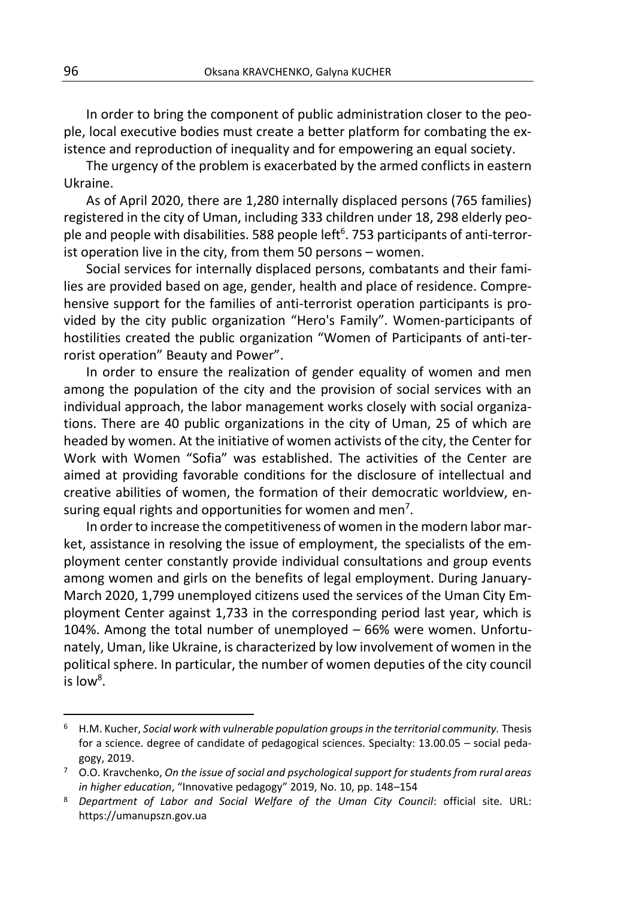In order to bring the component of public administration closer to the people, local executive bodies must create a better platform for combating the existence and reproduction of inequality and for empowering an equal society.

The urgency of the problem is exacerbated by the armed conflicts in eastern Ukraine.

As of April 2020, there are 1,280 internally displaced persons (765 families) registered in the city of Uman, including 333 children under 18, 298 elderly people and people with disabilities. 588 people left[6]. 753 participants of anti-terrorist operation live in the city, from them 50 persons – women.

Social services for internally displaced persons, combatants and their families are provided based on age, gender, health and place of residence. Comprehensive support for the families of anti-terrorist operation participants is provided by the city public organization "Hero's Family". Women-participants of hostilities created the public organization "Women of Participants of anti-terrorist operation" Beauty and Power".

In order to ensure the realization of gender equality of women and men among the population of the city and the provision of social services with an individual approach, the labor management works closely with social organizations. There are 40 public organizations in the city of Uman, 25 of which are headed by women. At the initiative of women activists of the city, the Center for Work with Women "Sofia" was established. The activities of the Center are aimed at providing favorable conditions for the disclosure of intellectual and creative abilities of women, the formation of their democratic worldview, ensuring equal rights and opportunities for women and men[7].

In order to increase the competitiveness of women in the modern labor market, assistance in resolving the issue of employment, the specialists of the employment center constantly provide individual consultations and group events among women and girls on the benefits of legal employment. During January-March 2020, 1,799 unemployed citizens used the services of the Uman City Employment Center against 1,733 in the corresponding period last year, which is 104%. Among the total number of unemployed – 66% were women. Unfortunately, Uman, like Ukraine, is characterized by low involvement of women in the political sphere. In particular, the number of women deputies of the city council is low[8].

---

[6] H.M. Kucher, *Social work with vulnerable population groups in the territorial community.* Thesis for a science. degree of candidate of pedagogical sciences. Specialty: 13.00.05 – social pedagogy, 2019.

[7] O.O. Kravchenko, *On the issue of social and psychological support for students from rural areas in higher education*, "Innovative pedagogy" 2019, No. 10, pp. 148–154

[8] *Department of Labor and Social Welfare of the Uman City Council*: official site. URL: https://umanupszn.gov.ua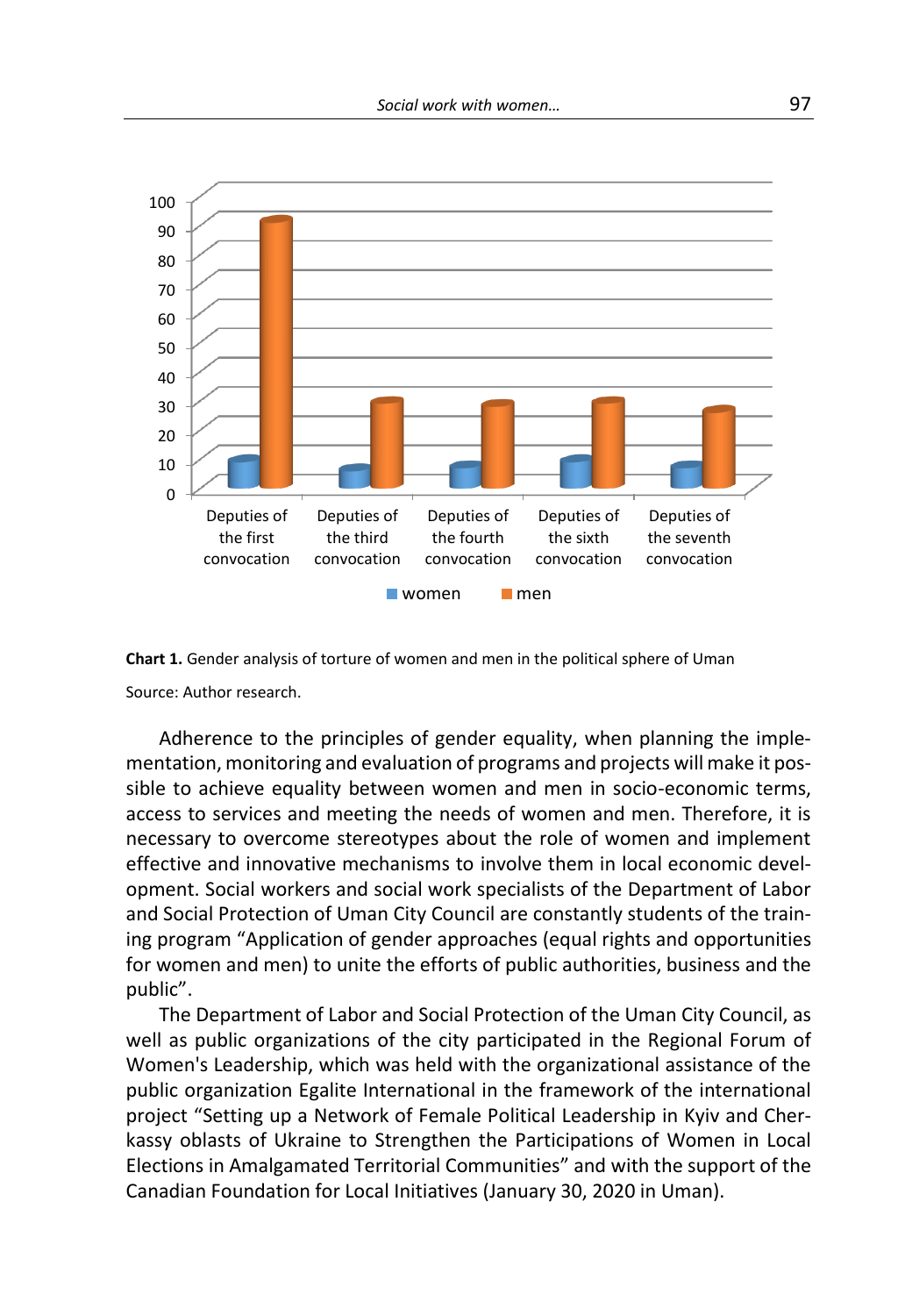**Chart 1.** Gender analysis of torture of women and men in the political sphere of Uman

Source: Author research.

Adherence to the principles of gender equality, when planning the implementation, monitoring and evaluation of programs and projects will make it possible to achieve equality between women and men in socio-economic terms, access to services and meeting the needs of women and men. Therefore, it is necessary to overcome stereotypes about the role of women and implement effective and innovative mechanisms to involve them in local economic development. Social workers and social work specialists of the Department of Labor and Social Protection of Uman City Council are constantly students of the training program "Application of gender approaches (equal rights and opportunities for women and men) to unite the efforts of public authorities, business and the public".

The Department of Labor and Social Protection of the Uman City Council, as well as public organizations of the city participated in the Regional Forum of Women's Leadership, which was held with the organizational assistance of the public organization Egalite International in the framework of the international project "Setting up a Network of Female Political Leadership in Kyiv and Cherkassy oblasts of Ukraine to Strengthen the Participations of Women in Local Elections in Amalgamated Territorial Communities" and with the support of the Canadian Foundation for Local Initiatives (January 30, 2020 in Uman).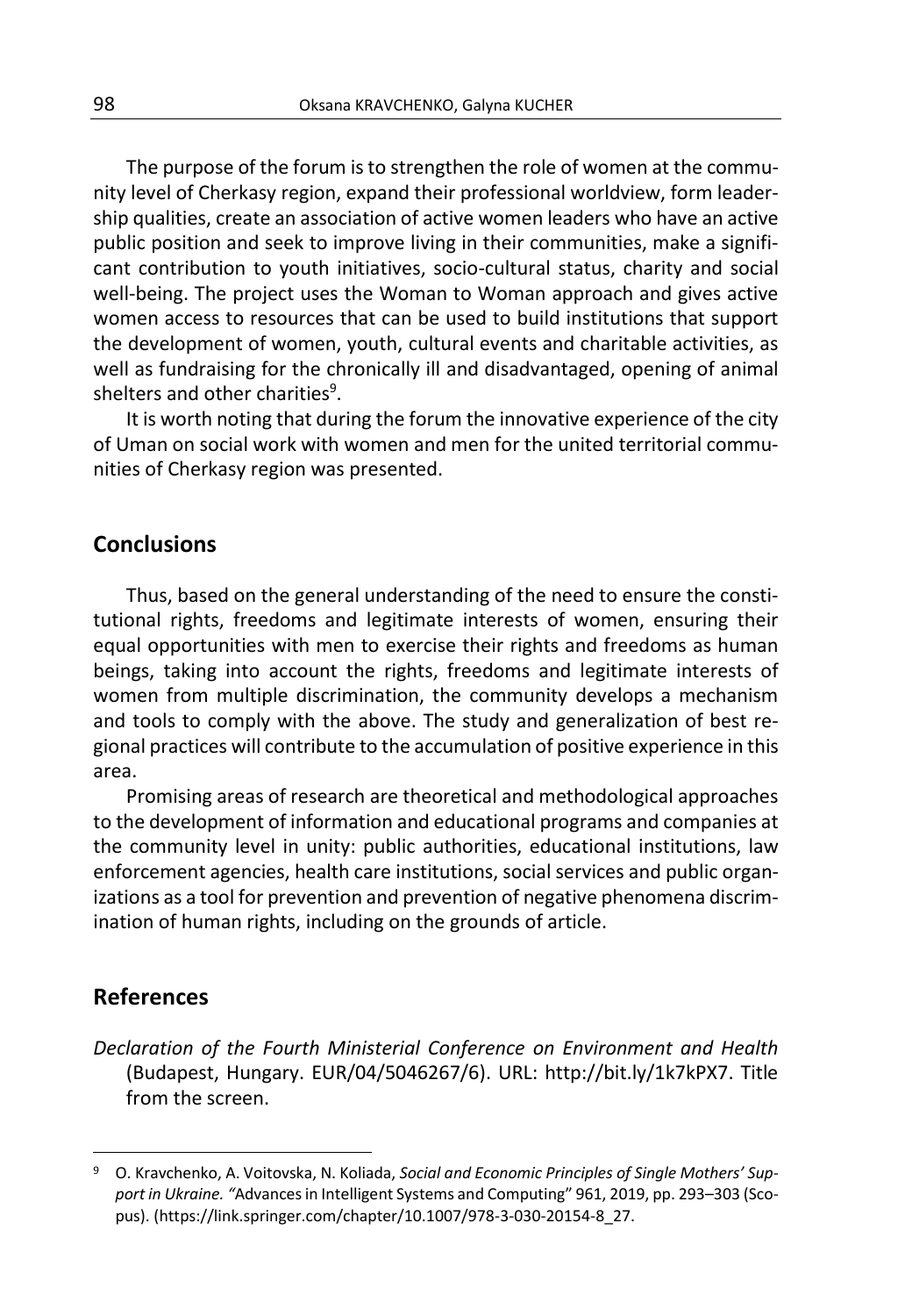The purpose of the forum is to strengthen the role of women at the community level of Cherkasy region, expand their professional worldview, form leadership qualities, create an association of active women leaders who have an active public position and seek to improve living in their communities, make a significant contribution to youth initiatives, socio-cultural status, charity and social well-being. The project uses the Woman to Woman approach and gives active women access to resources that can be used to build institutions that support the development of women, youth, cultural events and charitable activities, as well as fundraising for the chronically ill and disadvantaged, opening of animal shelters and other charities[9].

It is worth noting that during the forum the innovative experience of the city of Uman on social work with women and men for the united territorial communities of Cherkasy region was presented.

## Conclusions

Thus, based on the general understanding of the need to ensure the constitutional rights, freedoms and legitimate interests of women, ensuring their equal opportunities with men to exercise their rights and freedoms as human beings, taking into account the rights, freedoms and legitimate interests of women from multiple discrimination, the community develops a mechanism and tools to comply with the above. The study and generalization of best regional practices will contribute to the accumulation of positive experience in this area.

Promising areas of research are theoretical and methodological approaches to the development of information and educational programs and companies at the community level in unity: public authorities, educational institutions, law enforcement agencies, health care institutions, social services and public organizations as a tool for prevention and prevention of negative phenomena discrimination of human rights, including on the grounds of article.

## References

*Declaration of the Fourth Ministerial Conference on Environment and Health* (Budapest, Hungary. EUR/04/5046267/6). URL: http://bit.ly/1k7kPX7. Title from the screen.

---

[9] O. Kravchenko, A. Voitovska, N. Koliada, *Social and Economic Principles of Single Mothers' Support in Ukraine.* "Advances in Intelligent Systems and Computing" 961, 2019, pp. 293–303 (Scopus). (https://link.springer.com/chapter/10.1007/978-3-030-20154-8_27.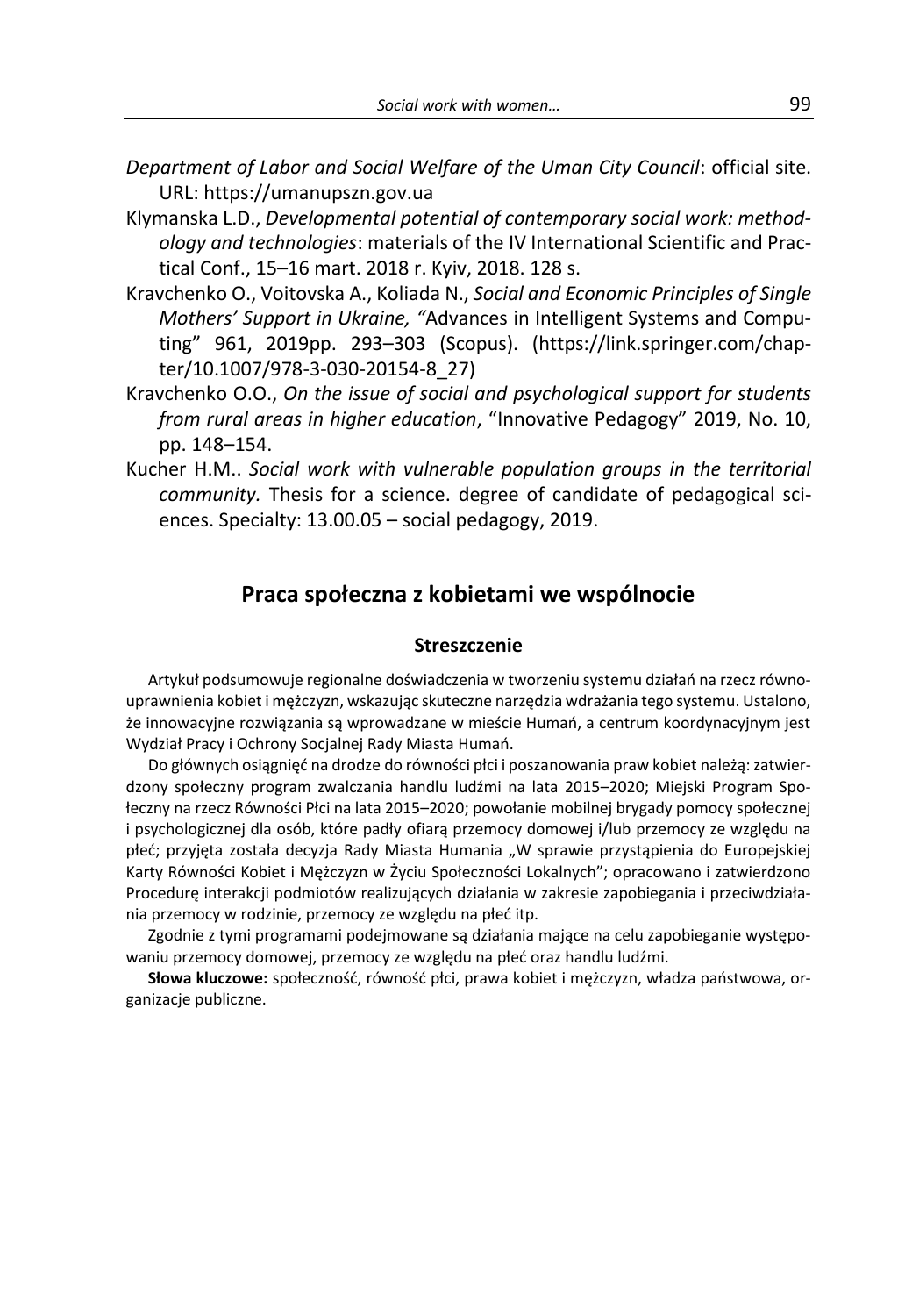*Department of Labor and Social Welfare of the Uman City Council*: official site. URL: https://umanupszn.gov.ua

Klymanska L.D., *Developmental potential of contemporary social work: methodology and technologies*: materials of the IV International Scientific and Practical Conf., 15–16 mart. 2018 r. Kyiv, 2018. 128 s.

Kravchenko O., Voitovska A., Koliada N., *Social and Economic Principles of Single Mothers' Support in Ukraine, "*Advances in Intelligent Systems and Computing" 961, 2019pp. 293–303 (Scopus). (https://link.springer.com/chapter/10.1007/978-3-030-20154-8_27)

Kravchenko O.O., *On the issue of social and psychological support for students from rural areas in higher education*, "Innovative Pedagogy" 2019, No. 10, pp. 148–154.

Kucher H.M.. *Social work with vulnerable population groups in the territorial community.* Thesis for a science. degree of candidate of pedagogical sciences. Specialty: 13.00.05 – social pedagogy, 2019.

## Praca społeczna z kobietami we wspólnocie

### Streszczenie

Artykuł podsumowuje regionalne doświadczenia w tworzeniu systemu działań na rzecz równouprawnienia kobiet i mężczyzn, wskazując skuteczne narzędzia wdrażania tego systemu. Ustalono, że innowacyjne rozwiązania są wprowadzane w mieście Humań, a centrum koordynacyjnym jest Wydział Pracy i Ochrony Socjalnej Rady Miasta Humań.

Do głównych osiągnięć na drodze do równości płci i poszanowania praw kobiet należą: zatwierdzony społeczny program zwalczania handlu ludźmi na lata 2015–2020; Miejski Program Społeczny na rzecz Równości Płci na lata 2015–2020; powołanie mobilnej brygady pomocy społecznej i psychologicznej dla osób, które padły ofiarą przemocy domowej i/lub przemocy ze względu na płeć; przyjęta została decyzja Rady Miasta Humania „W sprawie przystąpienia do Europejskiej Karty Równości Kobiet i Mężczyzn w Życiu Społeczności Lokalnych"; opracowano i zatwierdzono Procedurę interakcji podmiotów realizujących działania w zakresie zapobiegania i przeciwdziałania przemocy w rodzinie, przemocy ze względu na płeć itp.

Zgodnie z tymi programami podejmowane są działania mające na celu zapobieganie występowaniu przemocy domowej, przemocy ze względu na płeć oraz handlu ludźmi.

**Słowa kluczowe:** społeczność, równość płci, prawa kobiet i mężczyzn, władza państwowa, organizacje publiczne.